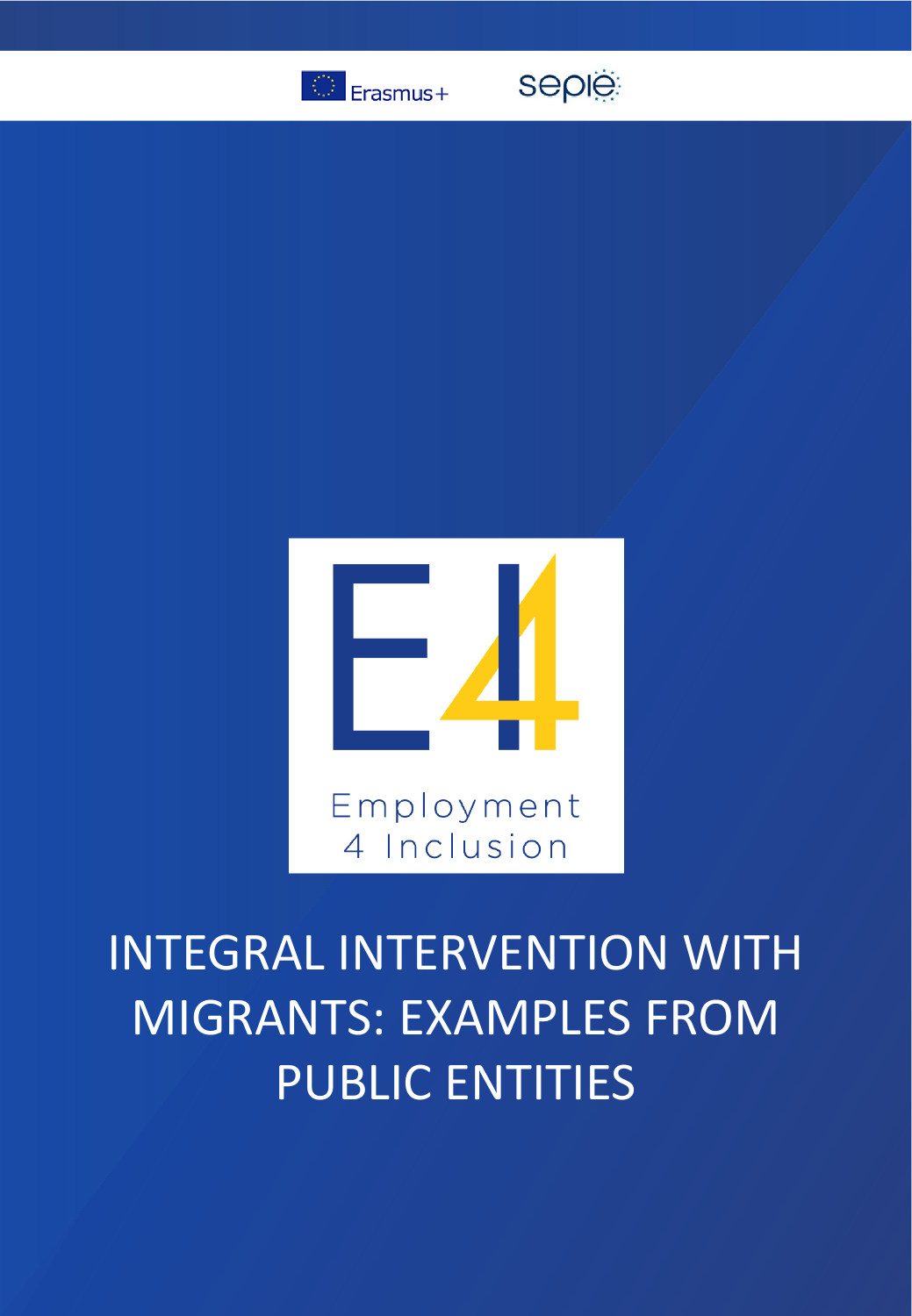Erasmus+

sepie

E4

Employment 4 Inclusion

# INTEGRAL INTERVENTION WITH MIGRANTS: EXAMPLES FROM PUBLIC ENTITIES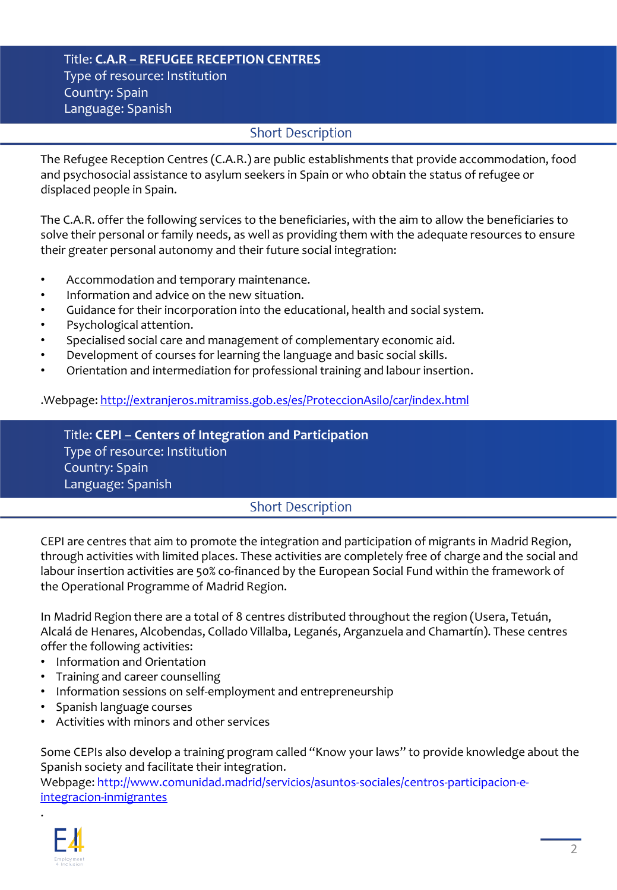Title: **C.A.R – REFUGEE RECEPTION CENTRES**
Type of resource: Institution
Country: Spain
Language: Spanish

## Short Description

The Refugee Reception Centres (C.A.R.) are public establishments that provide accommodation, food and psychosocial assistance to asylum seekers in Spain or who obtain the status of refugee or displaced people in Spain.

The C.A.R. offer the following services to the beneficiaries, with the aim to allow the beneficiaries to solve their personal or family needs, as well as providing them with the adequate resources to ensure their greater personal autonomy and their future social integration:

- Accommodation and temporary maintenance.
- Information and advice on the new situation.
- Guidance for their incorporation into the educational, health and social system.
- Psychological attention.
- Specialised social care and management of complementary economic aid.
- Development of courses for learning the language and basic social skills.
- Orientation and intermediation for professional training and labour insertion.

.Webpage: http://extranjeros.mitramiss.gob.es/es/ProteccionAsilo/car/index.html

Title: **CEPI – Centers of Integration and Participation**
Type of resource: Institution
Country: Spain
Language: Spanish

## Short Description

CEPI are centres that aim to promote the integration and participation of migrants in Madrid Region, through activities with limited places. These activities are completely free of charge and the social and labour insertion activities are 50% co-financed by the European Social Fund within the framework of the Operational Programme of Madrid Region.

In Madrid Region there are a total of 8 centres distributed throughout the region (Usera, Tetuán, Alcalá de Henares, Alcobendas, Collado Villalba, Leganés, Arganzuela and Chamartín). These centres offer the following activities:

- Information and Orientation
- Training and career counselling
- Information sessions on self-employment and entrepreneurship
- Spanish language courses
- Activities with minors and other services

Some CEPIs also develop a training program called "Know your laws" to provide knowledge about the Spanish society and facilitate their integration.
Webpage: http://www.comunidad.madrid/servicios/asuntos-sociales/centros-participacion-e-integracion-inmigrantes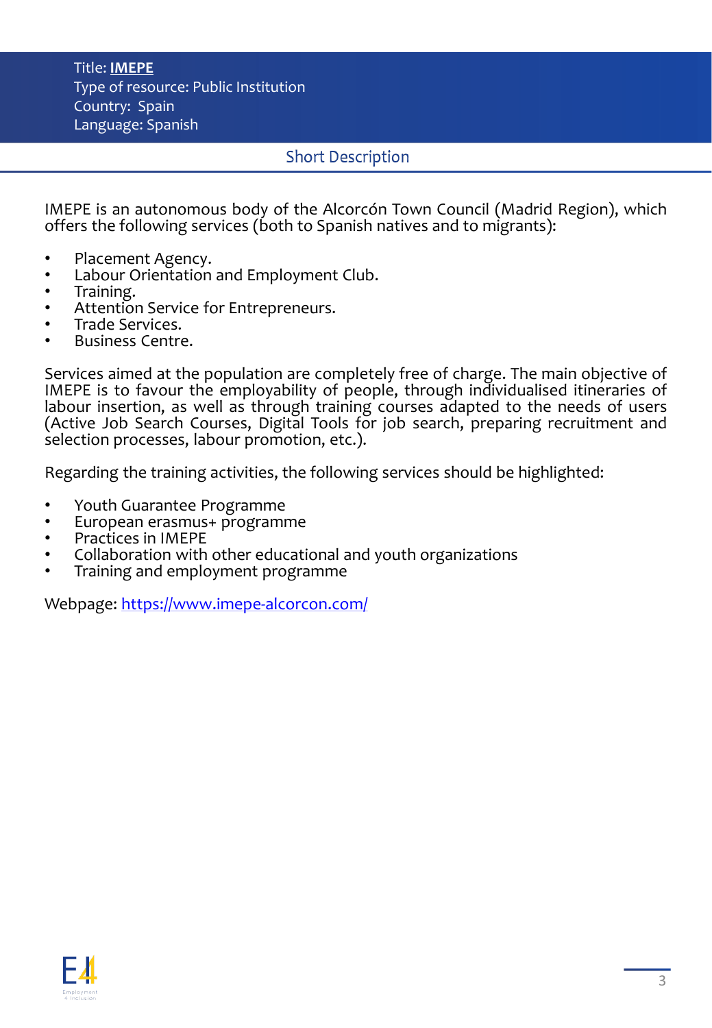Title: **IMEPE**
Type of resource: Public Institution
Country: Spain
Language: Spanish

## Short Description

IMEPE is an autonomous body of the Alcorcón Town Council (Madrid Region), which offers the following services (both to Spanish natives and to migrants):

- Placement Agency.
- Labour Orientation and Employment Club.
- Training.
- Attention Service for Entrepreneurs.
- Trade Services.
- Business Centre.

Services aimed at the population are completely free of charge. The main objective of IMEPE is to favour the employability of people, through individualised itineraries of labour insertion, as well as through training courses adapted to the needs of users (Active Job Search Courses, Digital Tools for job search, preparing recruitment and selection processes, labour promotion, etc.).

Regarding the training activities, the following services should be highlighted:

- Youth Guarantee Programme
- European erasmus+ programme
- Practices in IMEPE
- Collaboration with other educational and youth organizations
- Training and employment programme

Webpage: https://www.imepe-alcorcon.com/